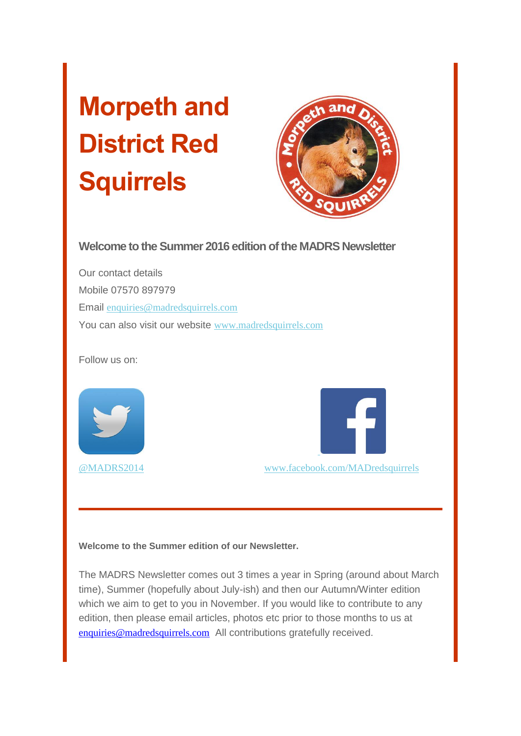# Morpeth and District Red Squirrels

### Welcome to the Summer 2016 edition of the MADRS Newsletter

Our contact details

Mobile 07570 897979

Email enquiries@madredsquirrels.com

You can also visit our website www.madredsquirrels.com

Follow us on:

@MADRS2014

www.facebook.com/MADredsquirrels

---

**Welcome to the Summer edition of our Newsletter.**

The MADRS Newsletter comes out 3 times a year in Spring (around about March time), Summer (hopefully about July-ish) and then our Autumn/Winter edition which we aim to get to you in November. If you would like to contribute to any edition, then please email articles, photos etc prior to those months to us at enquiries@madredsquirrels.com All contributions gratefully received.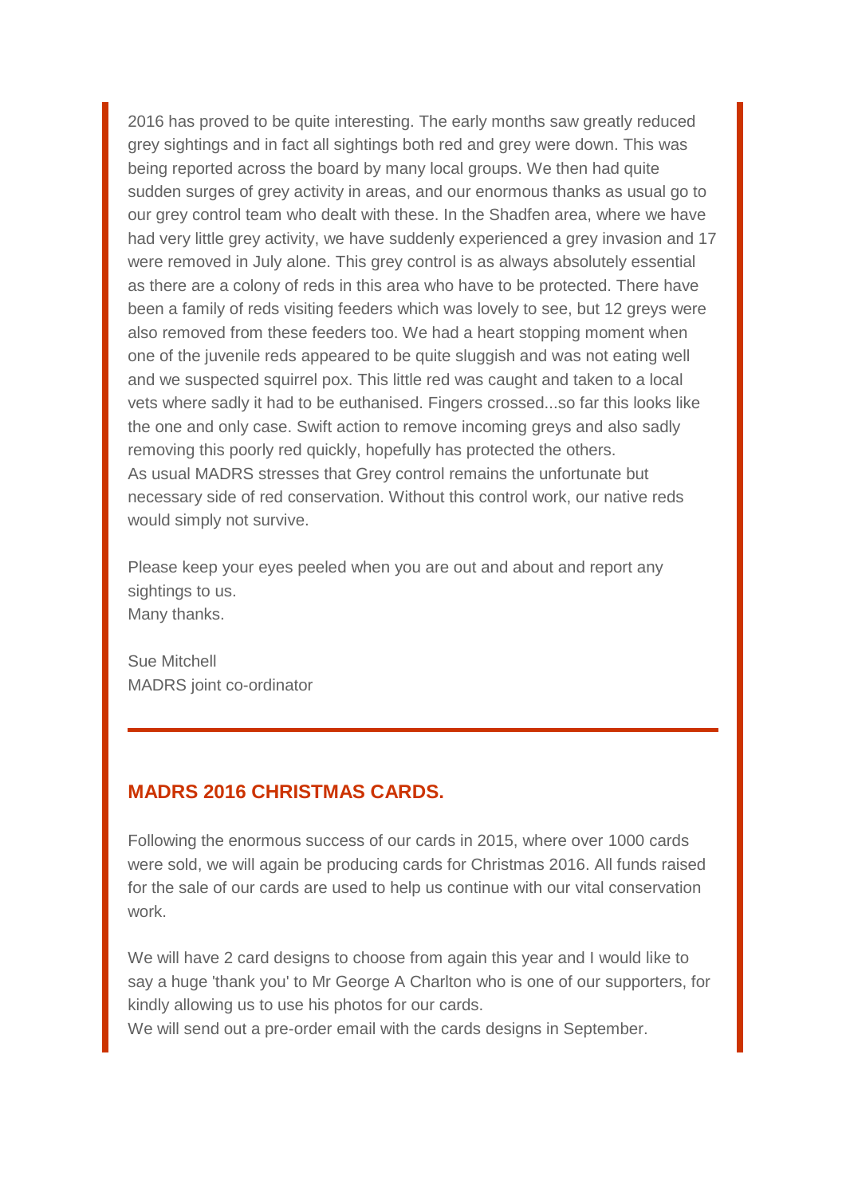2016 has proved to be quite interesting. The early months saw greatly reduced grey sightings and in fact all sightings both red and grey were down. This was being reported across the board by many local groups. We then had quite sudden surges of grey activity in areas, and our enormous thanks as usual go to our grey control team who dealt with these. In the Shadfen area, where we have had very little grey activity, we have suddenly experienced a grey invasion and 17 were removed in July alone. This grey control is as always absolutely essential as there are a colony of reds in this area who have to be protected. There have been a family of reds visiting feeders which was lovely to see, but 12 greys were also removed from these feeders too. We had a heart stopping moment when one of the juvenile reds appeared to be quite sluggish and was not eating well and we suspected squirrel pox. This little red was caught and taken to a local vets where sadly it had to be euthanised. Fingers crossed...so far this looks like the one and only case. Swift action to remove incoming greys and also sadly removing this poorly red quickly, hopefully has protected the others.
As usual MADRS stresses that Grey control remains the unfortunate but necessary side of red conservation. Without this control work, our native reds would simply not survive.

Please keep your eyes peeled when you are out and about and report any sightings to us.
Many thanks.

Sue Mitchell
MADRS joint co-ordinator

---

## MADRS 2016 CHRISTMAS CARDS.

Following the enormous success of our cards in 2015, where over 1000 cards were sold, we will again be producing cards for Christmas 2016. All funds raised for the sale of our cards are used to help us continue with our vital conservation work.

We will have 2 card designs to choose from again this year and I would like to say a huge 'thank you' to Mr George A Charlton who is one of our supporters, for kindly allowing us to use his photos for our cards.
We will send out a pre-order email with the cards designs in September.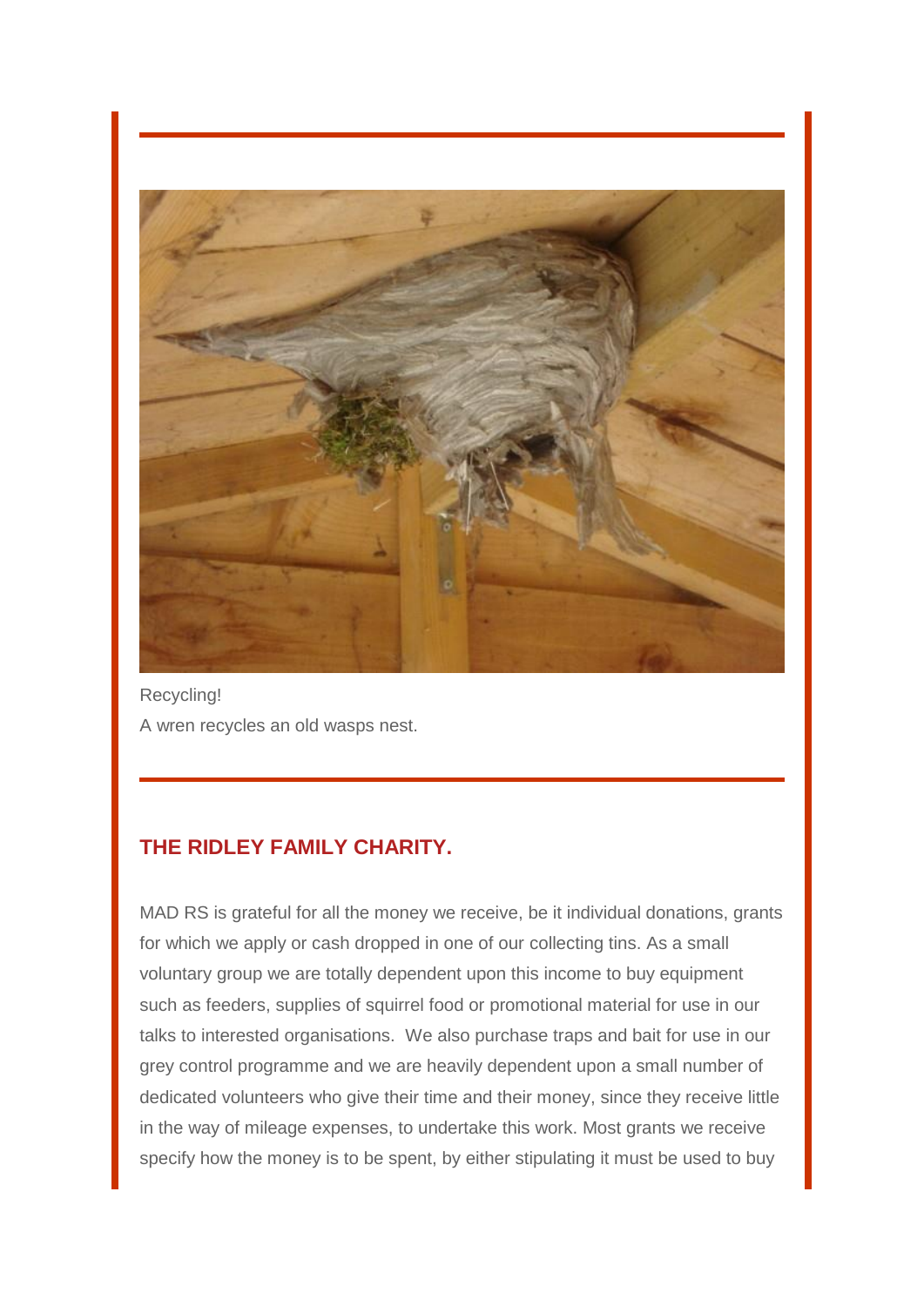Recycling!
A wren recycles an old wasps nest.

## THE RIDLEY FAMILY CHARITY.

MAD RS is grateful for all the money we receive, be it individual donations, grants for which we apply or cash dropped in one of our collecting tins. As a small voluntary group we are totally dependent upon this income to buy equipment such as feeders, supplies of squirrel food or promotional material for use in our talks to interested organisations. We also purchase traps and bait for use in our grey control programme and we are heavily dependent upon a small number of dedicated volunteers who give their time and their money, since they receive little in the way of mileage expenses, to undertake this work. Most grants we receive specify how the money is to be spent, by either stipulating it must be used to buy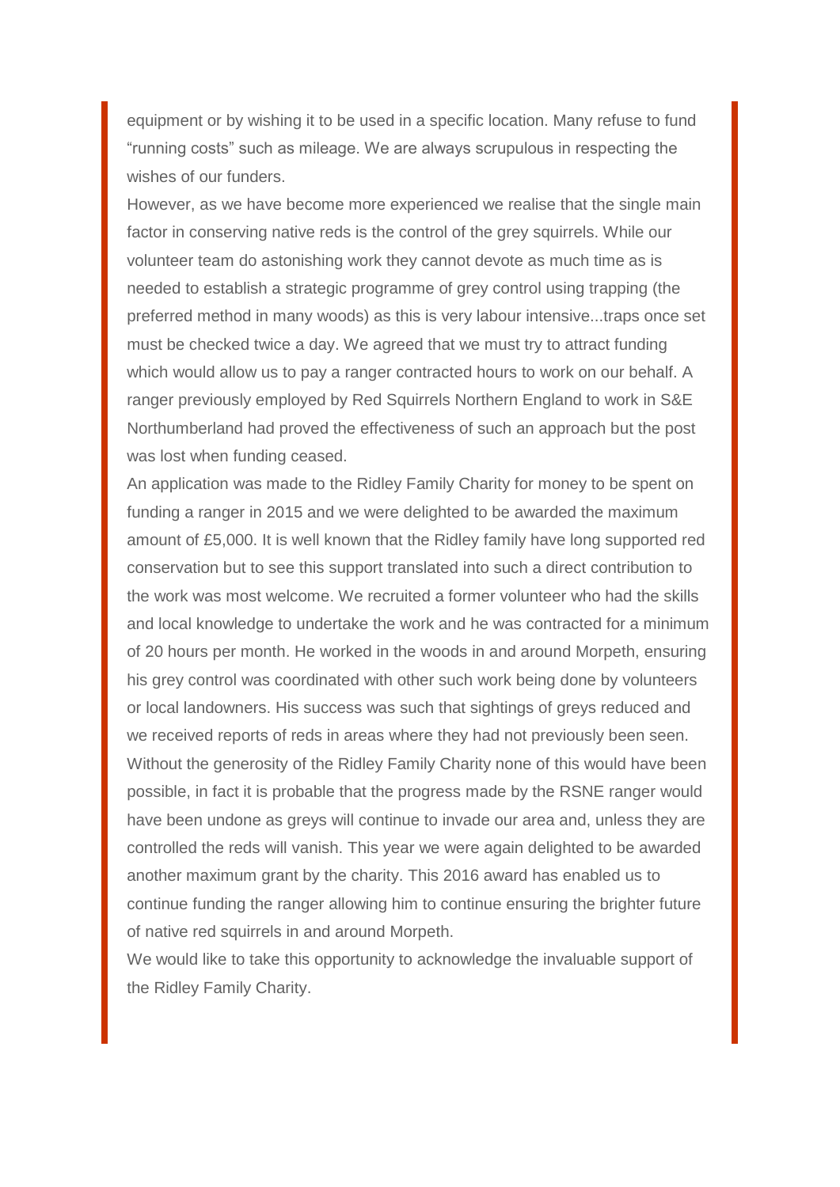equipment or by wishing it to be used in a specific location. Many refuse to fund "running costs" such as mileage. We are always scrupulous in respecting the wishes of our funders.

However, as we have become more experienced we realise that the single main factor in conserving native reds is the control of the grey squirrels. While our volunteer team do astonishing work they cannot devote as much time as is needed to establish a strategic programme of grey control using trapping (the preferred method in many woods) as this is very labour intensive...traps once set must be checked twice a day. We agreed that we must try to attract funding which would allow us to pay a ranger contracted hours to work on our behalf. A ranger previously employed by Red Squirrels Northern England to work in S&E Northumberland had proved the effectiveness of such an approach but the post was lost when funding ceased.

An application was made to the Ridley Family Charity for money to be spent on funding a ranger in 2015 and we were delighted to be awarded the maximum amount of £5,000. It is well known that the Ridley family have long supported red conservation but to see this support translated into such a direct contribution to the work was most welcome. We recruited a former volunteer who had the skills and local knowledge to undertake the work and he was contracted for a minimum of 20 hours per month. He worked in the woods in and around Morpeth, ensuring his grey control was coordinated with other such work being done by volunteers or local landowners. His success was such that sightings of greys reduced and we received reports of reds in areas where they had not previously been seen. Without the generosity of the Ridley Family Charity none of this would have been possible, in fact it is probable that the progress made by the RSNE ranger would have been undone as greys will continue to invade our area and, unless they are controlled the reds will vanish. This year we were again delighted to be awarded another maximum grant by the charity. This 2016 award has enabled us to continue funding the ranger allowing him to continue ensuring the brighter future of native red squirrels in and around Morpeth.

We would like to take this opportunity to acknowledge the invaluable support of the Ridley Family Charity.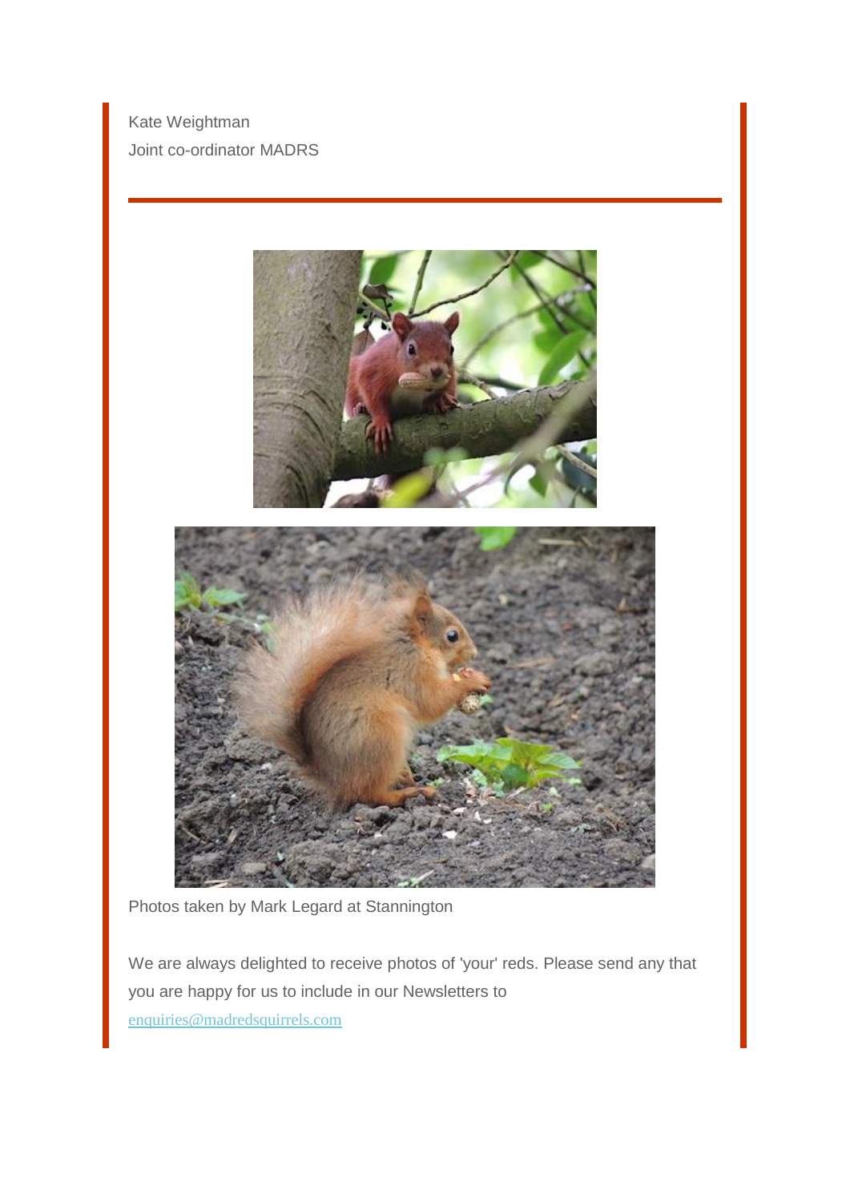Kate Weightman
Joint co-ordinator MADRS

---

Photos taken by Mark Legard at Stannington

We are always delighted to receive photos of 'your' reds. Please send any that you are happy for us to include in our Newsletters to [enquiries@madredsquirrels.com](mailto:enquiries@madredsquirrels.com)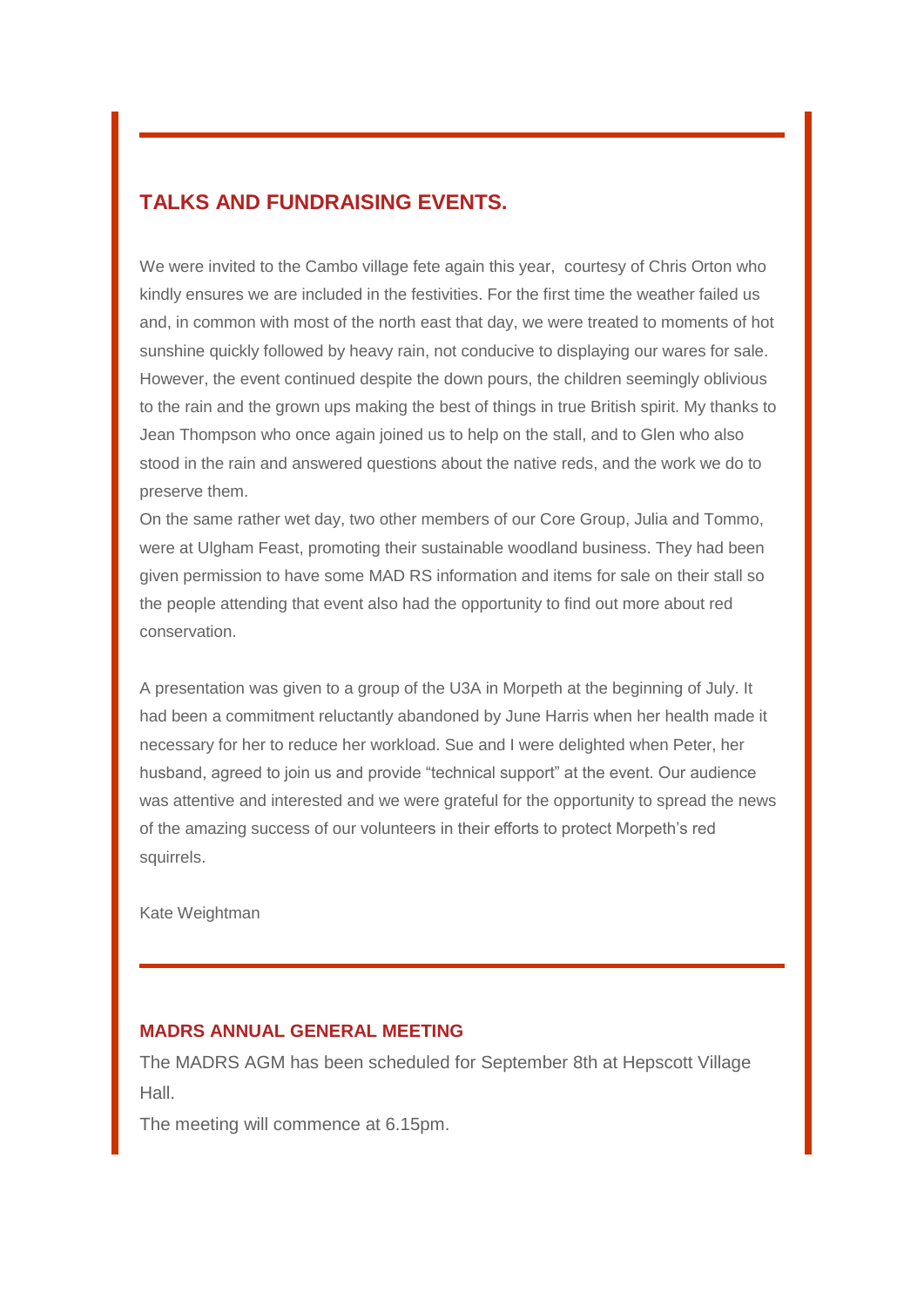## TALKS AND FUNDRAISING EVENTS.

We were invited to the Cambo village fete again this year, courtesy of Chris Orton who kindly ensures we are included in the festivities. For the first time the weather failed us and, in common with most of the north east that day, we were treated to moments of hot sunshine quickly followed by heavy rain, not conducive to displaying our wares for sale. However, the event continued despite the down pours, the children seemingly oblivious to the rain and the grown ups making the best of things in true British spirit. My thanks to Jean Thompson who once again joined us to help on the stall, and to Glen who also stood in the rain and answered questions about the native reds, and the work we do to preserve them.
On the same rather wet day, two other members of our Core Group, Julia and Tommo, were at Ulgham Feast, promoting their sustainable woodland business. They had been given permission to have some MAD RS information and items for sale on their stall so the people attending that event also had the opportunity to find out more about red conservation.

A presentation was given to a group of the U3A in Morpeth at the beginning of July. It had been a commitment reluctantly abandoned by June Harris when her health made it necessary for her to reduce her workload. Sue and I were delighted when Peter, her husband, agreed to join us and provide "technical support" at the event. Our audience was attentive and interested and we were grateful for the opportunity to spread the news of the amazing success of our volunteers in their efforts to protect Morpeth's red squirrels.

Kate Weightman

---

### MADRS ANNUAL GENERAL MEETING

The MADRS AGM has been scheduled for September 8th at Hepscott Village Hall.
The meeting will commence at 6.15pm.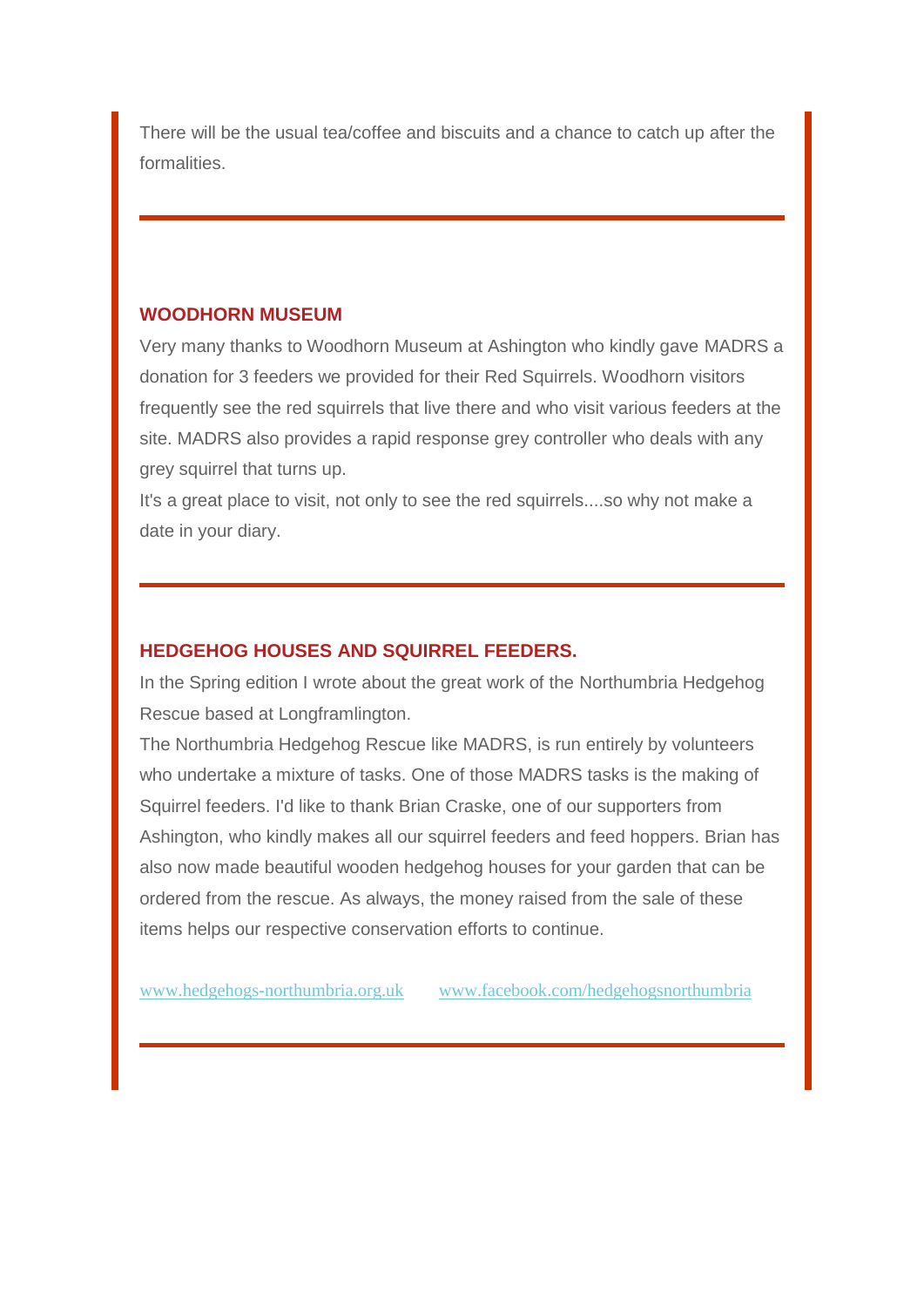There will be the usual tea/coffee and biscuits and a chance to catch up after the formalities.

---

### WOODHORN MUSEUM

Very many thanks to Woodhorn Museum at Ashington who kindly gave MADRS a donation for 3 feeders we provided for their Red Squirrels. Woodhorn visitors frequently see the red squirrels that live there and who visit various feeders at the site. MADRS also provides a rapid response grey controller who deals with any grey squirrel that turns up.

It's a great place to visit, not only to see the red squirrels....so why not make a date in your diary.

---

### HEDGEHOG HOUSES AND SQUIRREL FEEDERS.

In the Spring edition I wrote about the great work of the Northumbria Hedgehog Rescue based at Longframlington.

The Northumbria Hedgehog Rescue like MADRS, is run entirely by volunteers who undertake a mixture of tasks. One of those MADRS tasks is the making of Squirrel feeders. I'd like to thank Brian Craske, one of our supporters from Ashington, who kindly makes all our squirrel feeders and feed hoppers. Brian has also now made beautiful wooden hedgehog houses for your garden that can be ordered from the rescue. As always, the money raised from the sale of these items helps our respective conservation efforts to continue.

www.hedgehogs-northumbria.org.uk www.facebook.com/hedgehogsnorthumbria

---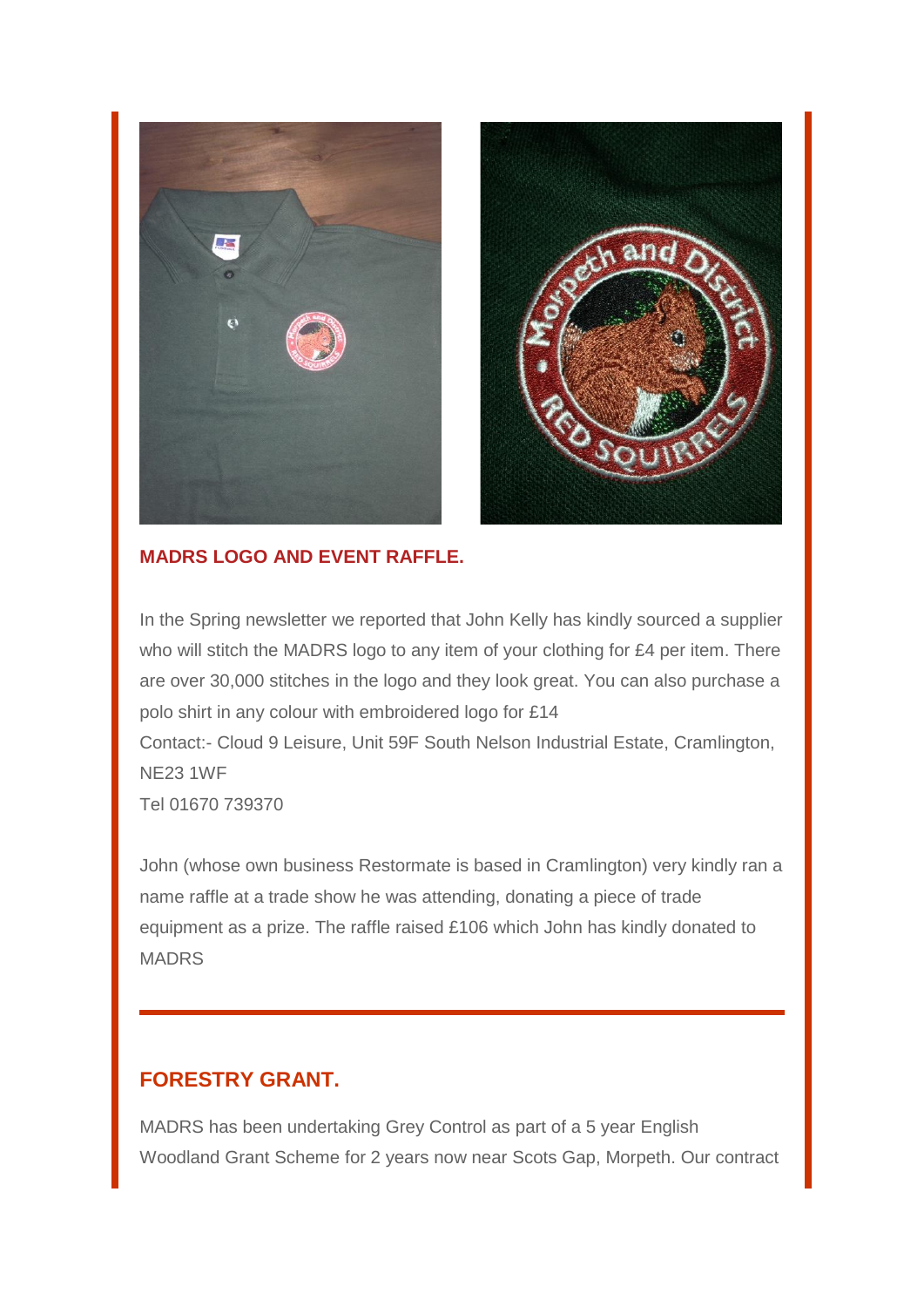## MADRS LOGO AND EVENT RAFFLE.

In the Spring newsletter we reported that John Kelly has kindly sourced a supplier who will stitch the MADRS logo to any item of your clothing for £4 per item. There are over 30,000 stitches in the logo and they look great. You can also purchase a polo shirt in any colour with embroidered logo for £14
Contact:- Cloud 9 Leisure, Unit 59F South Nelson Industrial Estate, Cramlington, NE23 1WF
Tel 01670 739370

John (whose own business Restormate is based in Cramlington) very kindly ran a name raffle at a trade show he was attending, donating a piece of trade equipment as a prize. The raffle raised £106 which John has kindly donated to MADRS

---

## FORESTRY GRANT.

MADRS has been undertaking Grey Control as part of a 5 year English Woodland Grant Scheme for 2 years now near Scots Gap, Morpeth. Our contract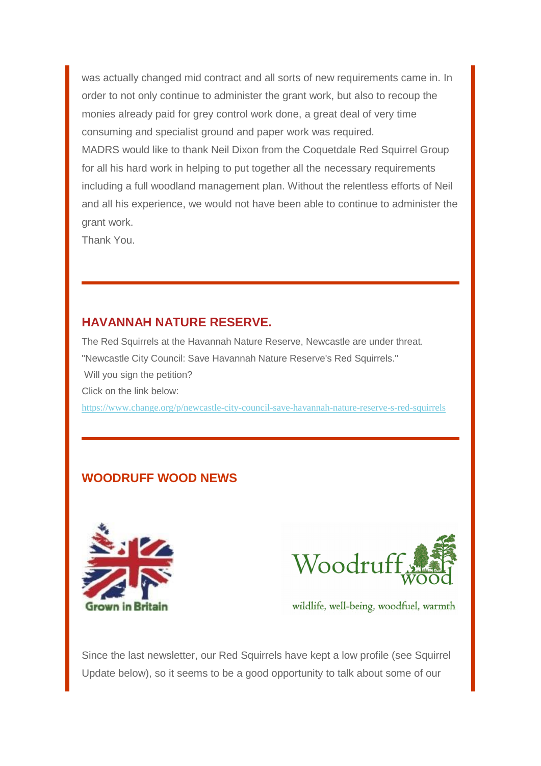was actually changed mid contract and all sorts of new requirements came in. In order to not only continue to administer the grant work, but also to recoup the monies already paid for grey control work done, a great deal of very time consuming and specialist ground and paper work was required.
MADRS would like to thank Neil Dixon from the Coquetdale Red Squirrel Group for all his hard work in helping to put together all the necessary requirements including a full woodland management plan. Without the relentless efforts of Neil and all his experience, we would not have been able to continue to administer the grant work.
Thank You.

---

## HAVANNAH NATURE RESERVE.

The Red Squirrels at the Havannah Nature Reserve, Newcastle are under threat.
"Newcastle City Council: Save Havannah Nature Reserve's Red Squirrels."
Will you sign the petition?
Click on the link below:
https://www.change.org/p/newcastle-city-council-save-havannah-nature-reserve-s-red-squirrels

---

## WOODRUFF WOOD NEWS

Grown in Britain

Woodruff wood
wildlife, well-being, woodfuel, warmth

Since the last newsletter, our Red Squirrels have kept a low profile (see Squirrel Update below), so it seems to be a good opportunity to talk about some of our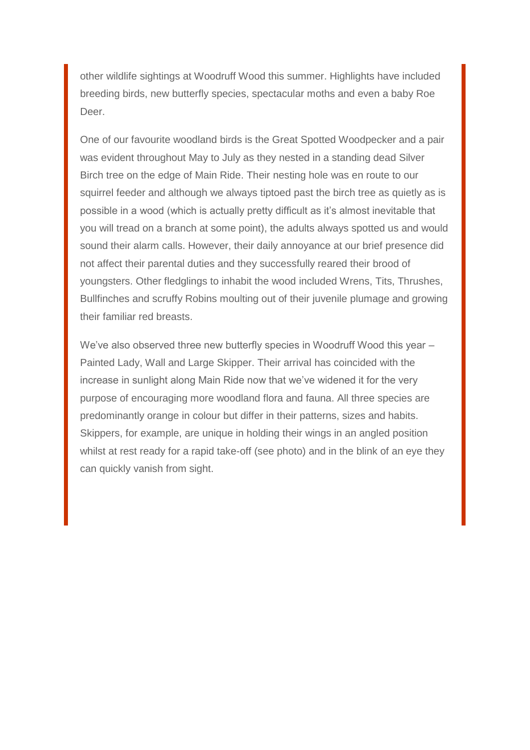other wildlife sightings at Woodruff Wood this summer. Highlights have included breeding birds, new butterfly species, spectacular moths and even a baby Roe Deer.

One of our favourite woodland birds is the Great Spotted Woodpecker and a pair was evident throughout May to July as they nested in a standing dead Silver Birch tree on the edge of Main Ride. Their nesting hole was en route to our squirrel feeder and although we always tiptoed past the birch tree as quietly as is possible in a wood (which is actually pretty difficult as it's almost inevitable that you will tread on a branch at some point), the adults always spotted us and would sound their alarm calls. However, their daily annoyance at our brief presence did not affect their parental duties and they successfully reared their brood of youngsters. Other fledglings to inhabit the wood included Wrens, Tits, Thrushes, Bullfinches and scruffy Robins moulting out of their juvenile plumage and growing their familiar red breasts.

We've also observed three new butterfly species in Woodruff Wood this year – Painted Lady, Wall and Large Skipper. Their arrival has coincided with the increase in sunlight along Main Ride now that we've widened it for the very purpose of encouraging more woodland flora and fauna. All three species are predominantly orange in colour but differ in their patterns, sizes and habits. Skippers, for example, are unique in holding their wings in an angled position whilst at rest ready for a rapid take-off (see photo) and in the blink of an eye they can quickly vanish from sight.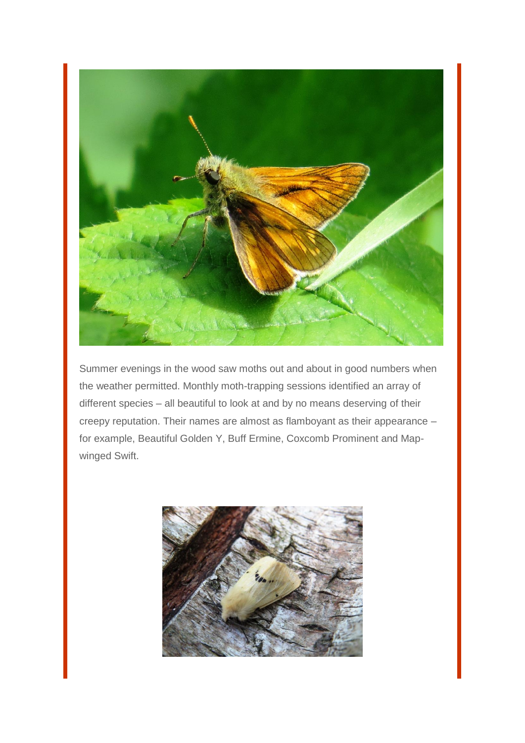Summer evenings in the wood saw moths out and about in good numbers when the weather permitted. Monthly moth-trapping sessions identified an array of different species – all beautiful to look at and by no means deserving of their creepy reputation. Their names are almost as flamboyant as their appearance – for example, Beautiful Golden Y, Buff Ermine, Coxcomb Prominent and Map-winged Swift.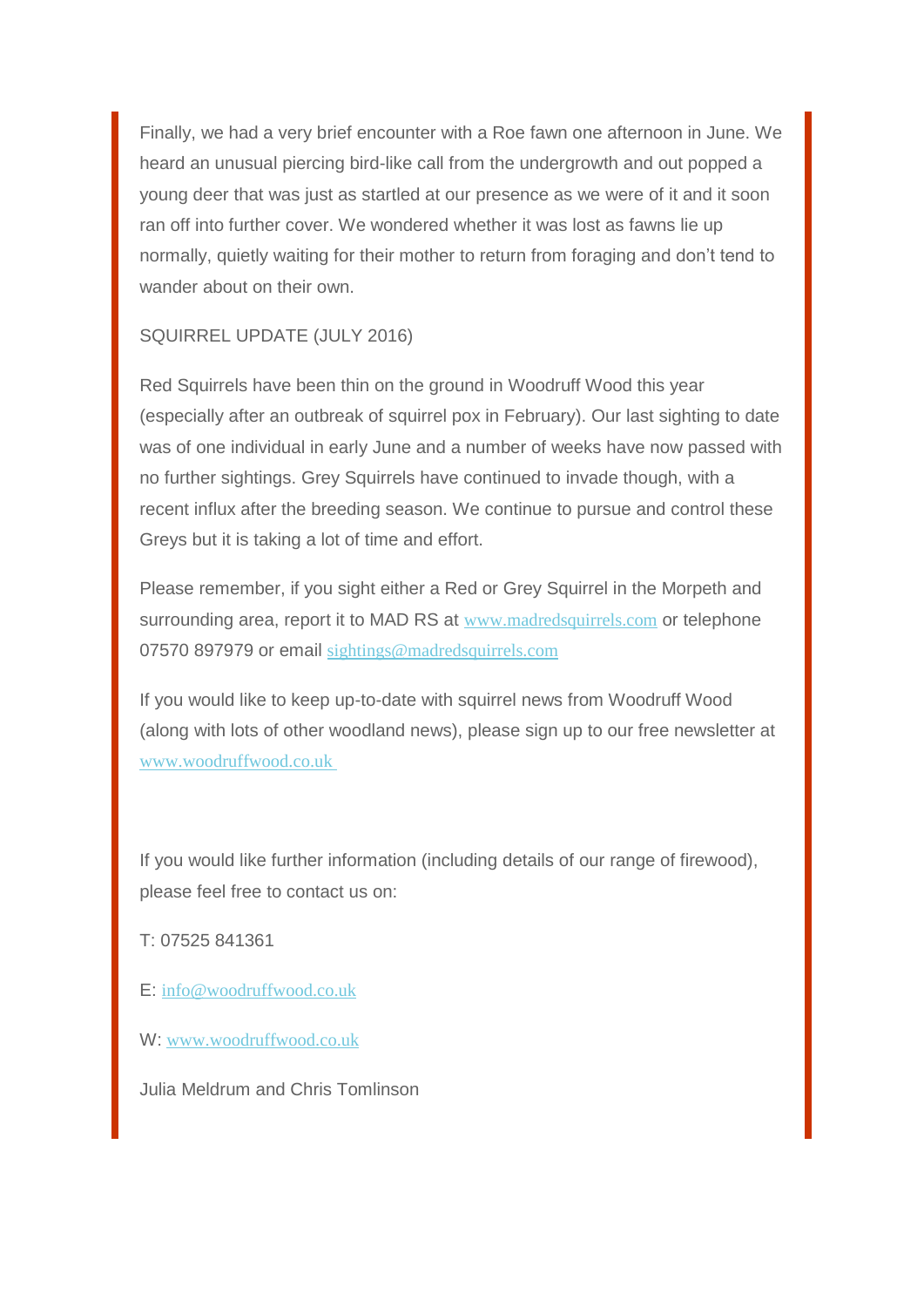Finally, we had a very brief encounter with a Roe fawn one afternoon in June. We heard an unusual piercing bird-like call from the undergrowth and out popped a young deer that was just as startled at our presence as we were of it and it soon ran off into further cover. We wondered whether it was lost as fawns lie up normally, quietly waiting for their mother to return from foraging and don't tend to wander about on their own.

SQUIRREL UPDATE (JULY 2016)

Red Squirrels have been thin on the ground in Woodruff Wood this year (especially after an outbreak of squirrel pox in February). Our last sighting to date was of one individual in early June and a number of weeks have now passed with no further sightings. Grey Squirrels have continued to invade though, with a recent influx after the breeding season. We continue to pursue and control these Greys but it is taking a lot of time and effort.

Please remember, if you sight either a Red or Grey Squirrel in the Morpeth and surrounding area, report it to MAD RS at www.madredsquirrels.com or telephone 07570 897979 or email sightings@madredsquirrels.com

If you would like to keep up-to-date with squirrel news from Woodruff Wood (along with lots of other woodland news), please sign up to our free newsletter at www.woodruffwood.co.uk

If you would like further information (including details of our range of firewood), please feel free to contact us on:

T: 07525 841361

E: info@woodruffwood.co.uk

W: www.woodruffwood.co.uk

Julia Meldrum and Chris Tomlinson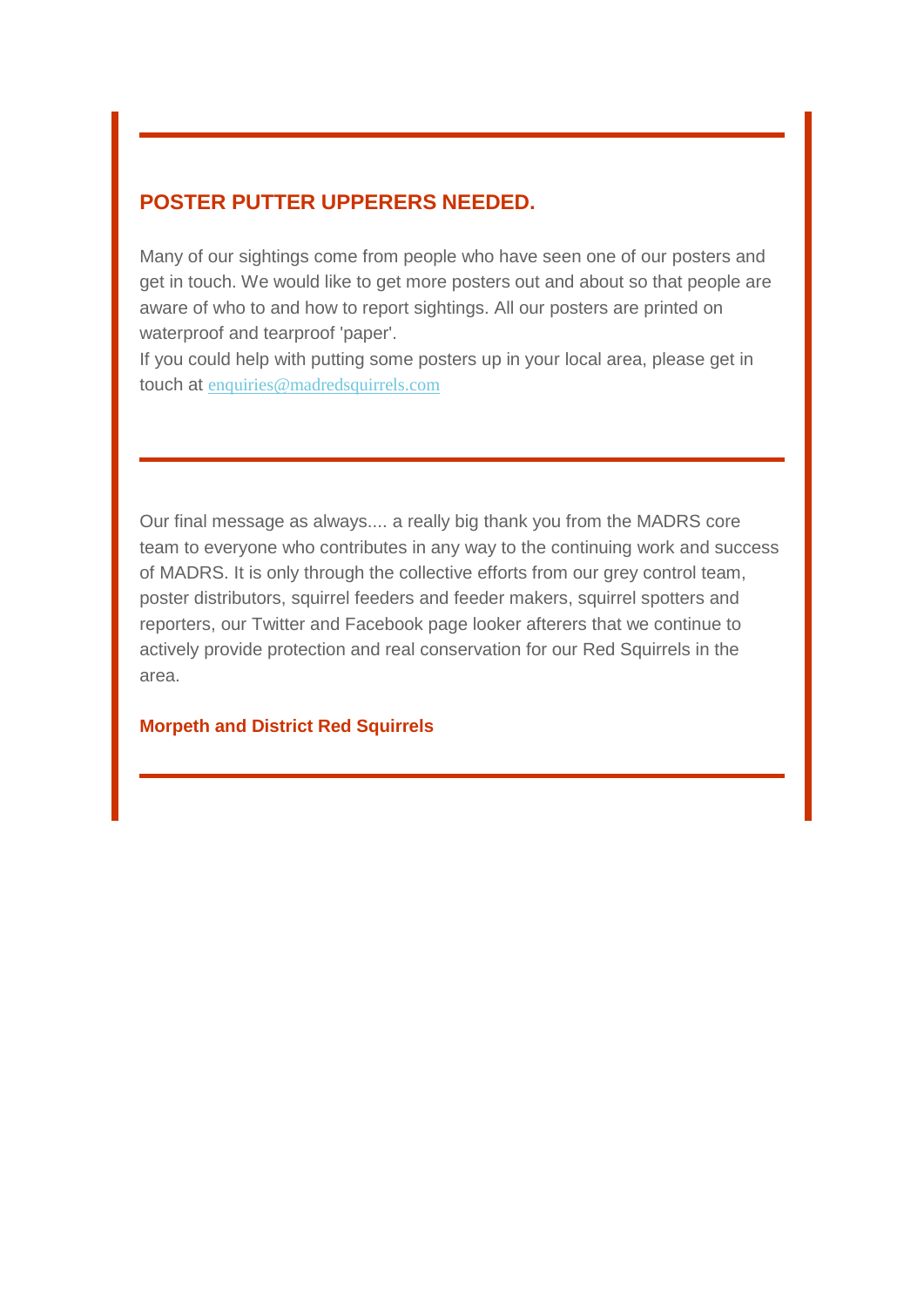## POSTER PUTTER UPPERERS NEEDED.

Many of our sightings come from people who have seen one of our posters and get in touch. We would like to get more posters out and about so that people are aware of who to and how to report sightings. All our posters are printed on waterproof and tearproof 'paper'.
If you could help with putting some posters up in your local area, please get in touch at enquiries@madredsquirrels.com

---

Our final message as always.... a really big thank you from the MADRS core team to everyone who contributes in any way to the continuing work and success of MADRS. It is only through the collective efforts from our grey control team, poster distributors, squirrel feeders and feeder makers, squirrel spotters and reporters, our Twitter and Facebook page looker afterers that we continue to actively provide protection and real conservation for our Red Squirrels in the area.

**Morpeth and District Red Squirrels**